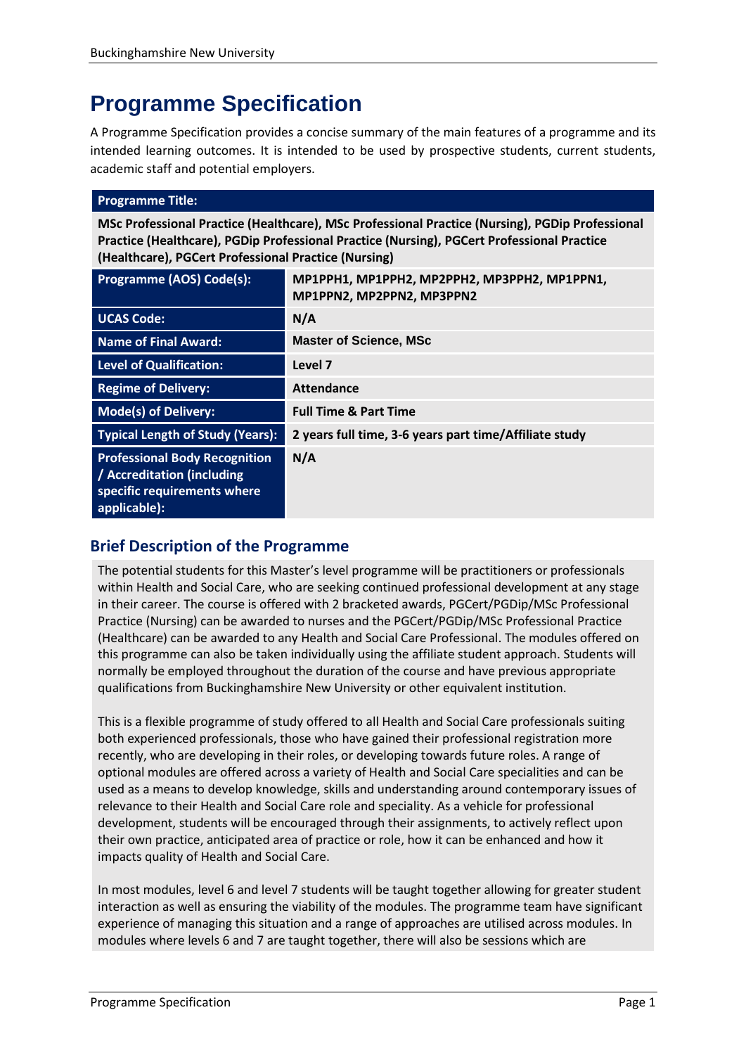# Programme Specification

A Programme Specification provides a concise summary of the main features of a programme and its intended learning outcomes. It is intended to be used by prospective students, current students, academic staff and potential employers.

| **Programme Title:** | |
|---|---|
| **MSc Professional Practice (Healthcare), MSc Professional Practice (Nursing), PGDip Professional Practice (Healthcare), PGDip Professional Practice (Nursing), PGCert Professional Practice (Healthcare), PGCert Professional Practice (Nursing)** | |
| **Programme (AOS) Code(s):** | **MP1PPH1, MP1PPH2, MP2PPH2, MP3PPH2, MP1PPN1, MP1PPN2, MP2PPN2, MP3PPN2** |
| **UCAS Code:** | **N/A** |
| **Name of Final Award:** | **Master of Science, MSc** |
| **Level of Qualification:** | **Level 7** |
| **Regime of Delivery:** | **Attendance** |
| **Mode(s) of Delivery:** | **Full Time & Part Time** |
| **Typical Length of Study (Years):** | **2 years full time, 3-6 years part time/Affiliate study** |
| **Professional Body Recognition / Accreditation (including specific requirements where applicable):** | **N/A** |

## Brief Description of the Programme

The potential students for this Master's level programme will be practitioners or professionals within Health and Social Care, who are seeking continued professional development at any stage in their career. The course is offered with 2 bracketed awards, PGCert/PGDip/MSc Professional Practice (Nursing) can be awarded to nurses and the PGCert/PGDip/MSc Professional Practice (Healthcare) can be awarded to any Health and Social Care Professional. The modules offered on this programme can also be taken individually using the affiliate student approach. Students will normally be employed throughout the duration of the course and have previous appropriate qualifications from Buckinghamshire New University or other equivalent institution.

This is a flexible programme of study offered to all Health and Social Care professionals suiting both experienced professionals, those who have gained their professional registration more recently, who are developing in their roles, or developing towards future roles. A range of optional modules are offered across a variety of Health and Social Care specialities and can be used as a means to develop knowledge, skills and understanding around contemporary issues of relevance to their Health and Social Care role and speciality. As a vehicle for professional development, students will be encouraged through their assignments, to actively reflect upon their own practice, anticipated area of practice or role, how it can be enhanced and how it impacts quality of Health and Social Care.

In most modules, level 6 and level 7 students will be taught together allowing for greater student interaction as well as ensuring the viability of the modules. The programme team have significant experience of managing this situation and a range of approaches are utilised across modules. In modules where levels 6 and 7 are taught together, there will also be sessions which are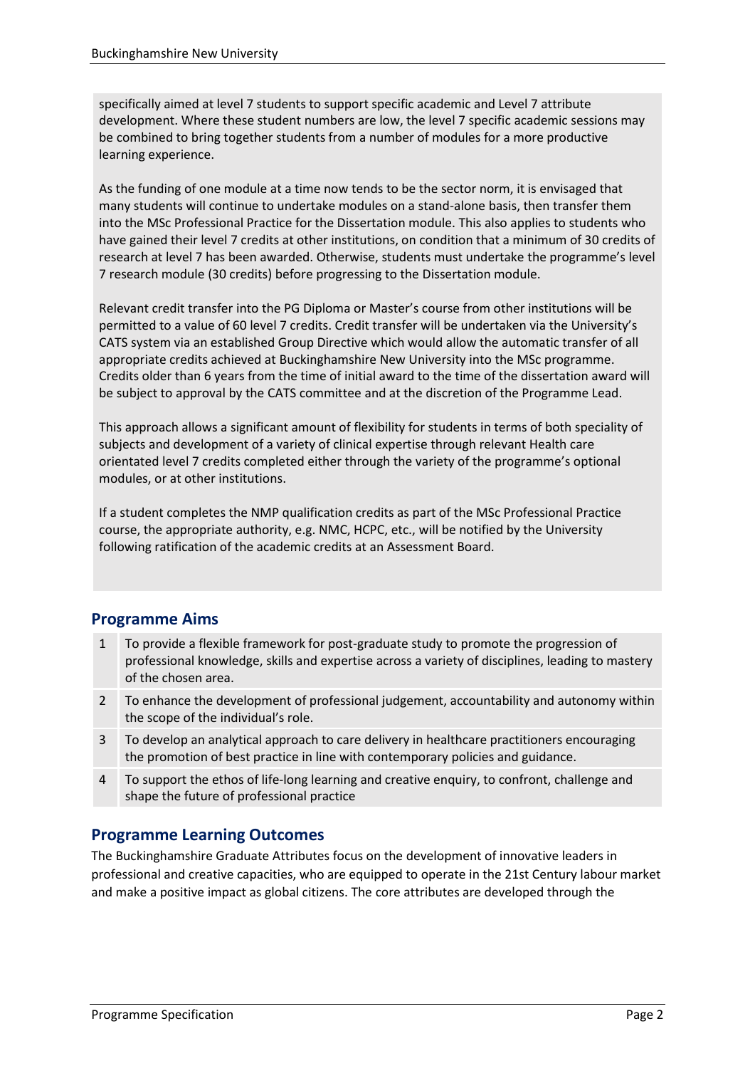specifically aimed at level 7 students to support specific academic and Level 7 attribute development. Where these student numbers are low, the level 7 specific academic sessions may be combined to bring together students from a number of modules for a more productive learning experience.

As the funding of one module at a time now tends to be the sector norm, it is envisaged that many students will continue to undertake modules on a stand-alone basis, then transfer them into the MSc Professional Practice for the Dissertation module. This also applies to students who have gained their level 7 credits at other institutions, on condition that a minimum of 30 credits of research at level 7 has been awarded. Otherwise, students must undertake the programme's level 7 research module (30 credits) before progressing to the Dissertation module.

Relevant credit transfer into the PG Diploma or Master's course from other institutions will be permitted to a value of 60 level 7 credits. Credit transfer will be undertaken via the University's CATS system via an established Group Directive which would allow the automatic transfer of all appropriate credits achieved at Buckinghamshire New University into the MSc programme. Credits older than 6 years from the time of initial award to the time of the dissertation award will be subject to approval by the CATS committee and at the discretion of the Programme Lead.

This approach allows a significant amount of flexibility for students in terms of both speciality of subjects and development of a variety of clinical expertise through relevant Health care orientated level 7 credits completed either through the variety of the programme's optional modules, or at other institutions.

If a student completes the NMP qualification credits as part of the MSc Professional Practice course, the appropriate authority, e.g. NMC, HCPC, etc., will be notified by the University following ratification of the academic credits at an Assessment Board.

## Programme Aims

| | |
|---|---|
| 1 | To provide a flexible framework for post-graduate study to promote the progression of professional knowledge, skills and expertise across a variety of disciplines, leading to mastery of the chosen area. |
| 2 | To enhance the development of professional judgement, accountability and autonomy within the scope of the individual's role. |
| 3 | To develop an analytical approach to care delivery in healthcare practitioners encouraging the promotion of best practice in line with contemporary policies and guidance. |
| 4 | To support the ethos of life-long learning and creative enquiry, to confront, challenge and shape the future of professional practice |

## Programme Learning Outcomes

The Buckinghamshire Graduate Attributes focus on the development of innovative leaders in professional and creative capacities, who are equipped to operate in the 21st Century labour market and make a positive impact as global citizens. The core attributes are developed through the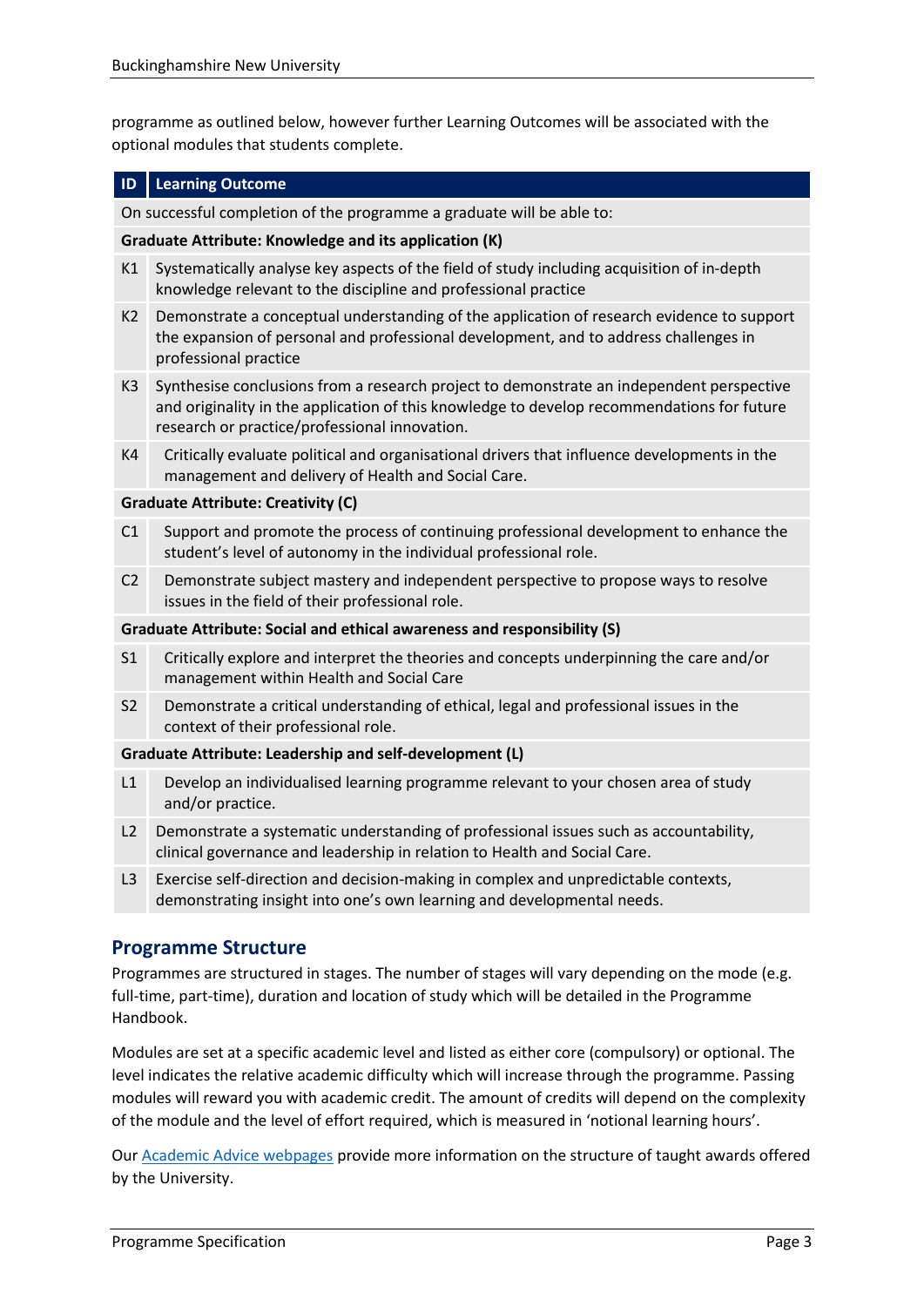programme as outlined below, however further Learning Outcomes will be associated with the optional modules that students complete.

| ID | Learning Outcome |
|---|---|
| | On successful completion of the programme a graduate will be able to: |
| | **Graduate Attribute: Knowledge and its application (K)** |
| K1 | Systematically analyse key aspects of the field of study including acquisition of in-depth knowledge relevant to the discipline and professional practice |
| K2 | Demonstrate a conceptual understanding of the application of research evidence to support the expansion of personal and professional development, and to address challenges in professional practice |
| K3 | Synthesise conclusions from a research project to demonstrate an independent perspective and originality in the application of this knowledge to develop recommendations for future research or practice/professional innovation. |
| K4 | Critically evaluate political and organisational drivers that influence developments in the management and delivery of Health and Social Care. |
| | **Graduate Attribute: Creativity (C)** |
| C1 | Support and promote the process of continuing professional development to enhance the student's level of autonomy in the individual professional role. |
| C2 | Demonstrate subject mastery and independent perspective to propose ways to resolve issues in the field of their professional role. |
| | **Graduate Attribute: Social and ethical awareness and responsibility (S)** |
| S1 | Critically explore and interpret the theories and concepts underpinning the care and/or management within Health and Social Care |
| S2 | Demonstrate a critical understanding of ethical, legal and professional issues in the context of their professional role. |
| | **Graduate Attribute: Leadership and self-development (L)** |
| L1 | Develop an individualised learning programme relevant to your chosen area of study and/or practice. |
| L2 | Demonstrate a systematic understanding of professional issues such as accountability, clinical governance and leadership in relation to Health and Social Care. |
| L3 | Exercise self-direction and decision-making in complex and unpredictable contexts, demonstrating insight into one's own learning and developmental needs. |

## Programme Structure

Programmes are structured in stages. The number of stages will vary depending on the mode (e.g. full-time, part-time), duration and location of study which will be detailed in the Programme Handbook.

Modules are set at a specific academic level and listed as either core (compulsory) or optional. The level indicates the relative academic difficulty which will increase through the programme. Passing modules will reward you with academic credit. The amount of credits will depend on the complexity of the module and the level of effort required, which is measured in 'notional learning hours'.

Our Academic Advice webpages provide more information on the structure of taught awards offered by the University.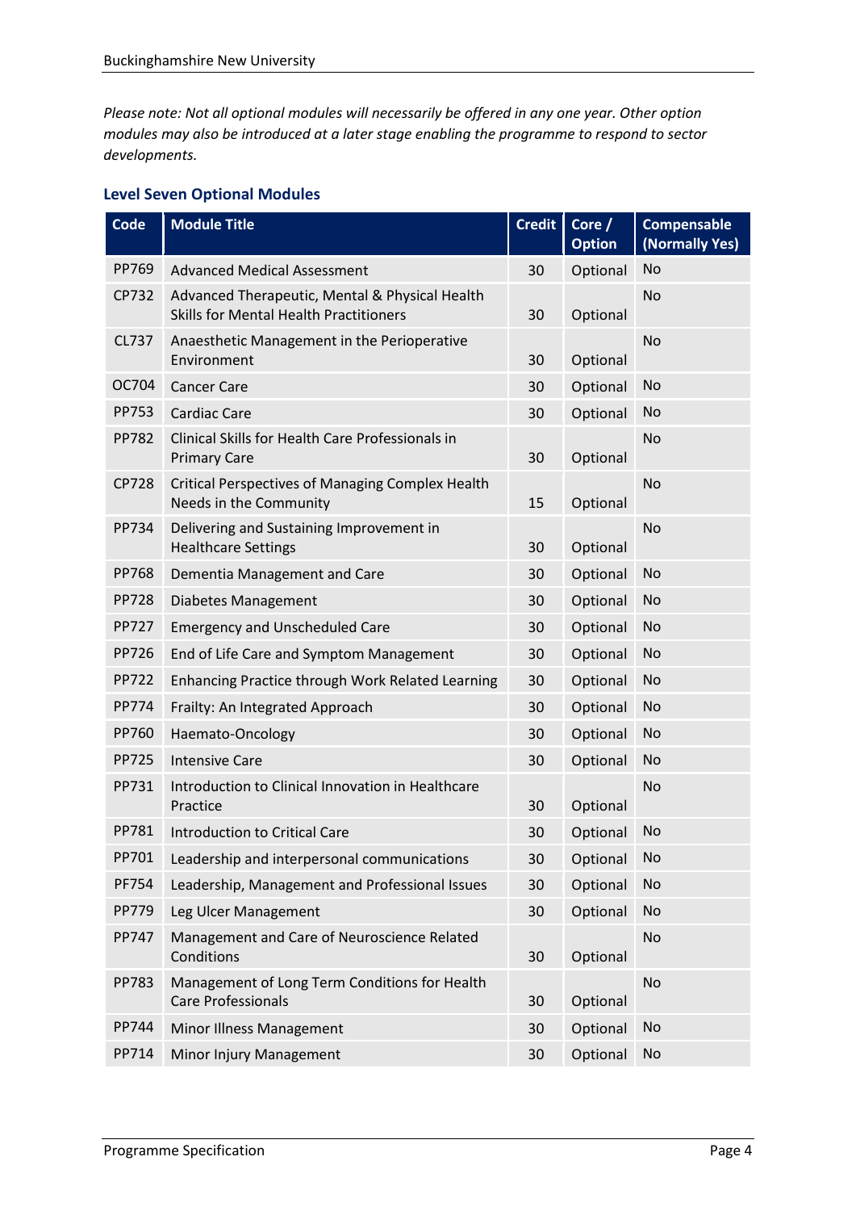*Please note: Not all optional modules will necessarily be offered in any one year. Other option modules may also be introduced at a later stage enabling the programme to respond to sector developments.*

### Level Seven Optional Modules

| Code | Module Title | Credit | Core / Option | Compensable (Normally Yes) |
|---|---|---|---|---|
| PP769 | Advanced Medical Assessment | 30 | Optional | No |
| CP732 | Advanced Therapeutic, Mental & Physical Health Skills for Mental Health Practitioners | 30 | Optional | No |
| CL737 | Anaesthetic Management in the Perioperative Environment | 30 | Optional | No |
| OC704 | Cancer Care | 30 | Optional | No |
| PP753 | Cardiac Care | 30 | Optional | No |
| PP782 | Clinical Skills for Health Care Professionals in Primary Care | 30 | Optional | No |
| CP728 | Critical Perspectives of Managing Complex Health Needs in the Community | 15 | Optional | No |
| PP734 | Delivering and Sustaining Improvement in Healthcare Settings | 30 | Optional | No |
| PP768 | Dementia Management and Care | 30 | Optional | No |
| PP728 | Diabetes Management | 30 | Optional | No |
| PP727 | Emergency and Unscheduled Care | 30 | Optional | No |
| PP726 | End of Life Care and Symptom Management | 30 | Optional | No |
| PP722 | Enhancing Practice through Work Related Learning | 30 | Optional | No |
| PP774 | Frailty: An Integrated Approach | 30 | Optional | No |
| PP760 | Haemato-Oncology | 30 | Optional | No |
| PP725 | Intensive Care | 30 | Optional | No |
| PP731 | Introduction to Clinical Innovation in Healthcare Practice | 30 | Optional | No |
| PP781 | Introduction to Critical Care | 30 | Optional | No |
| PP701 | Leadership and interpersonal communications | 30 | Optional | No |
| PF754 | Leadership, Management and Professional Issues | 30 | Optional | No |
| PP779 | Leg Ulcer Management | 30 | Optional | No |
| PP747 | Management and Care of Neuroscience Related Conditions | 30 | Optional | No |
| PP783 | Management of Long Term Conditions for Health Care Professionals | 30 | Optional | No |
| PP744 | Minor Illness Management | 30 | Optional | No |
| PP714 | Minor Injury Management | 30 | Optional | No |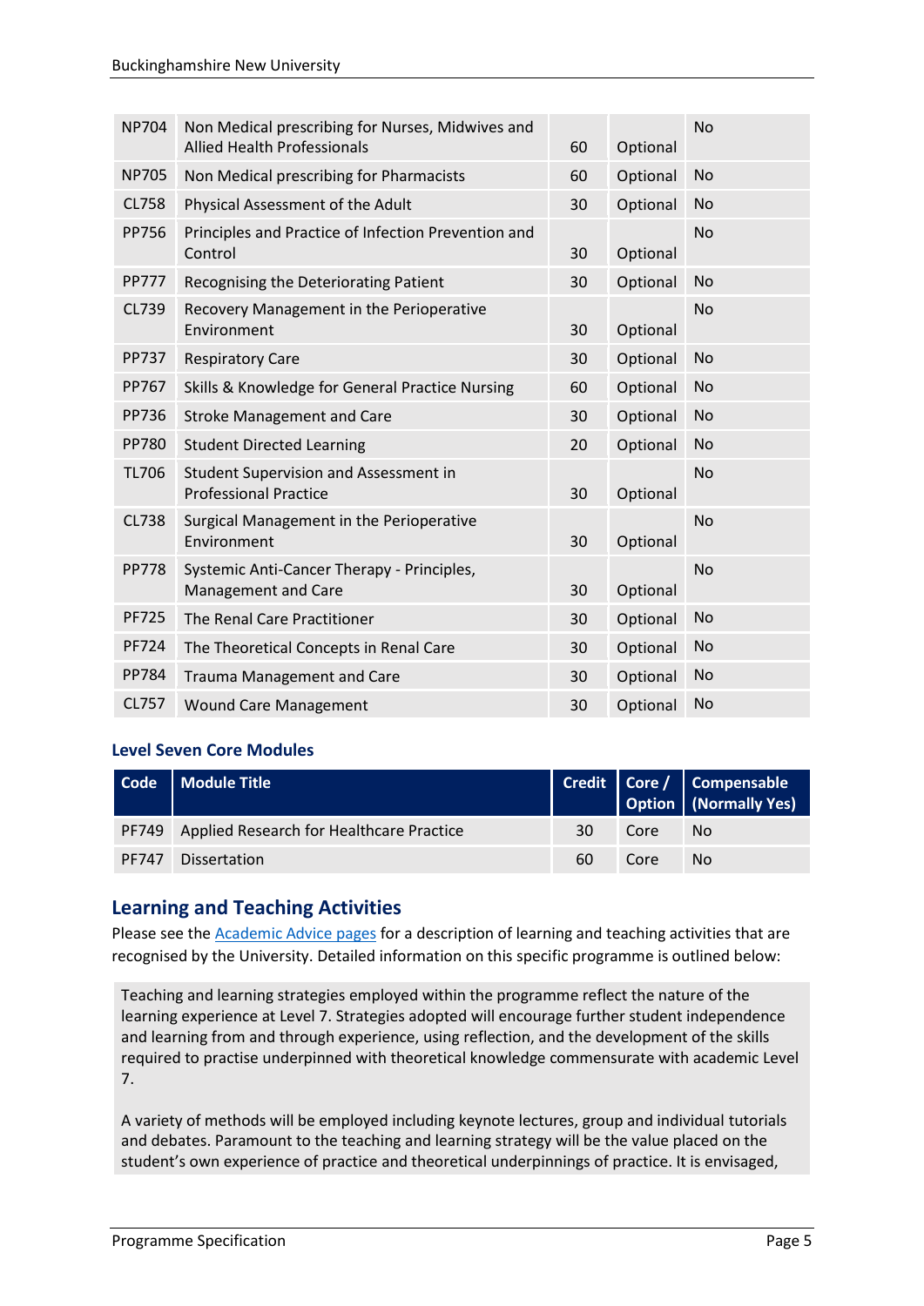| | | | | |
|---|---|---|---|---|
| NP704 | Non Medical prescribing for Nurses, Midwives and Allied Health Professionals | 60 | Optional | No |
| NP705 | Non Medical prescribing for Pharmacists | 60 | Optional | No |
| CL758 | Physical Assessment of the Adult | 30 | Optional | No |
| PP756 | Principles and Practice of Infection Prevention and Control | 30 | Optional | No |
| PP777 | Recognising the Deteriorating Patient | 30 | Optional | No |
| CL739 | Recovery Management in the Perioperative Environment | 30 | Optional | No |
| PP737 | Respiratory Care | 30 | Optional | No |
| PP767 | Skills & Knowledge for General Practice Nursing | 60 | Optional | No |
| PP736 | Stroke Management and Care | 30 | Optional | No |
| PP780 | Student Directed Learning | 20 | Optional | No |
| TL706 | Student Supervision and Assessment in Professional Practice | 30 | Optional | No |
| CL738 | Surgical Management in the Perioperative Environment | 30 | Optional | No |
| PP778 | Systemic Anti-Cancer Therapy - Principles, Management and Care | 30 | Optional | No |
| PF725 | The Renal Care Practitioner | 30 | Optional | No |
| PF724 | The Theoretical Concepts in Renal Care | 30 | Optional | No |
| PP784 | Trauma Management and Care | 30 | Optional | No |
| CL757 | Wound Care Management | 30 | Optional | No |

### Level Seven Core Modules

| Code | Module Title | Credit | Core / Option | Compensable (Normally Yes) |
|---|---|---|---|---|
| PF749 | Applied Research for Healthcare Practice | 30 | Core | No |
| PF747 | Dissertation | 60 | Core | No |

## Learning and Teaching Activities

Please see the Academic Advice pages for a description of learning and teaching activities that are recognised by the University. Detailed information on this specific programme is outlined below:

Teaching and learning strategies employed within the programme reflect the nature of the learning experience at Level 7. Strategies adopted will encourage further student independence and learning from and through experience, using reflection, and the development of the skills required to practise underpinned with theoretical knowledge commensurate with academic Level 7.

A variety of methods will be employed including keynote lectures, group and individual tutorials and debates. Paramount to the teaching and learning strategy will be the value placed on the student's own experience of practice and theoretical underpinnings of practice. It is envisaged,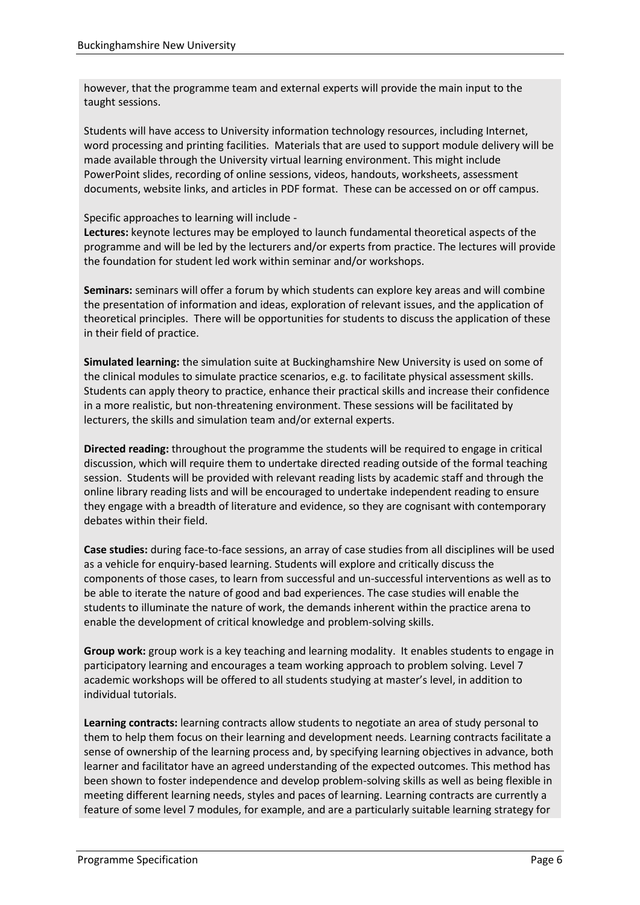however, that the programme team and external experts will provide the main input to the taught sessions.

Students will have access to University information technology resources, including Internet, word processing and printing facilities. Materials that are used to support module delivery will be made available through the University virtual learning environment. This might include PowerPoint slides, recording of online sessions, videos, handouts, worksheets, assessment documents, website links, and articles in PDF format. These can be accessed on or off campus.

Specific approaches to learning will include -

**Lectures:** keynote lectures may be employed to launch fundamental theoretical aspects of the programme and will be led by the lecturers and/or experts from practice. The lectures will provide the foundation for student led work within seminar and/or workshops.

**Seminars:** seminars will offer a forum by which students can explore key areas and will combine the presentation of information and ideas, exploration of relevant issues, and the application of theoretical principles. There will be opportunities for students to discuss the application of these in their field of practice.

**Simulated learning:** the simulation suite at Buckinghamshire New University is used on some of the clinical modules to simulate practice scenarios, e.g. to facilitate physical assessment skills. Students can apply theory to practice, enhance their practical skills and increase their confidence in a more realistic, but non-threatening environment. These sessions will be facilitated by lecturers, the skills and simulation team and/or external experts.

**Directed reading:** throughout the programme the students will be required to engage in critical discussion, which will require them to undertake directed reading outside of the formal teaching session. Students will be provided with relevant reading lists by academic staff and through the online library reading lists and will be encouraged to undertake independent reading to ensure they engage with a breadth of literature and evidence, so they are cognisant with contemporary debates within their field.

**Case studies:** during face-to-face sessions, an array of case studies from all disciplines will be used as a vehicle for enquiry-based learning. Students will explore and critically discuss the components of those cases, to learn from successful and un-successful interventions as well as to be able to iterate the nature of good and bad experiences. The case studies will enable the students to illuminate the nature of work, the demands inherent within the practice arena to enable the development of critical knowledge and problem-solving skills.

**Group work:** group work is a key teaching and learning modality. It enables students to engage in participatory learning and encourages a team working approach to problem solving. Level 7 academic workshops will be offered to all students studying at master's level, in addition to individual tutorials.

**Learning contracts:** learning contracts allow students to negotiate an area of study personal to them to help them focus on their learning and development needs. Learning contracts facilitate a sense of ownership of the learning process and, by specifying learning objectives in advance, both learner and facilitator have an agreed understanding of the expected outcomes. This method has been shown to foster independence and develop problem-solving skills as well as being flexible in meeting different learning needs, styles and paces of learning. Learning contracts are currently a feature of some level 7 modules, for example, and are a particularly suitable learning strategy for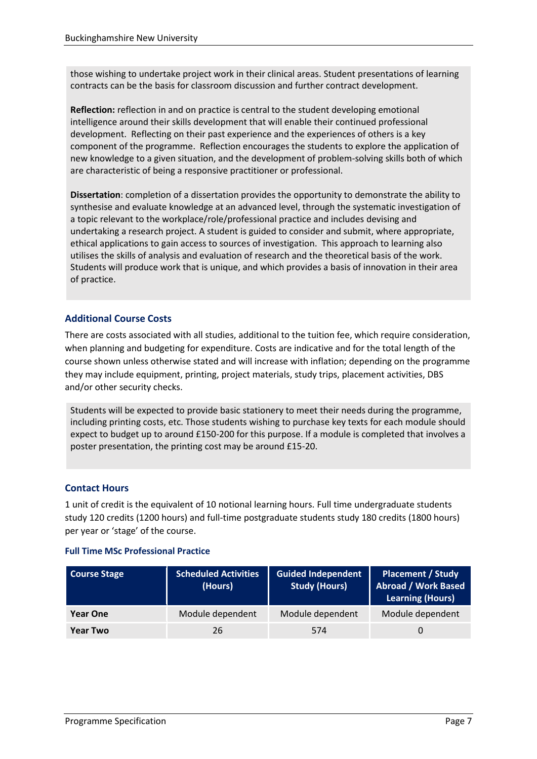those wishing to undertake project work in their clinical areas. Student presentations of learning contracts can be the basis for classroom discussion and further contract development.

**Reflection:** reflection in and on practice is central to the student developing emotional intelligence around their skills development that will enable their continued professional development. Reflecting on their past experience and the experiences of others is a key component of the programme. Reflection encourages the students to explore the application of new knowledge to a given situation, and the development of problem-solving skills both of which are characteristic of being a responsive practitioner or professional.

**Dissertation**: completion of a dissertation provides the opportunity to demonstrate the ability to synthesise and evaluate knowledge at an advanced level, through the systematic investigation of a topic relevant to the workplace/role/professional practice and includes devising and undertaking a research project. A student is guided to consider and submit, where appropriate, ethical applications to gain access to sources of investigation. This approach to learning also utilises the skills of analysis and evaluation of research and the theoretical basis of the work. Students will produce work that is unique, and which provides a basis of innovation in their area of practice.

## Additional Course Costs

There are costs associated with all studies, additional to the tuition fee, which require consideration, when planning and budgeting for expenditure. Costs are indicative and for the total length of the course shown unless otherwise stated and will increase with inflation; depending on the programme they may include equipment, printing, project materials, study trips, placement activities, DBS and/or other security checks.

Students will be expected to provide basic stationery to meet their needs during the programme, including printing costs, etc. Those students wishing to purchase key texts for each module should expect to budget up to around £150-200 for this purpose. If a module is completed that involves a poster presentation, the printing cost may be around £15-20.

## Contact Hours

1 unit of credit is the equivalent of 10 notional learning hours. Full time undergraduate students study 120 credits (1200 hours) and full-time postgraduate students study 180 credits (1800 hours) per year or 'stage' of the course.

### Full Time MSc Professional Practice

| Course Stage | Scheduled Activities (Hours) | Guided Independent Study (Hours) | Placement / Study Abroad / Work Based Learning (Hours) |
|---|---|---|---|
| **Year One** | Module dependent | Module dependent | Module dependent |
| **Year Two** | 26 | 574 | 0 |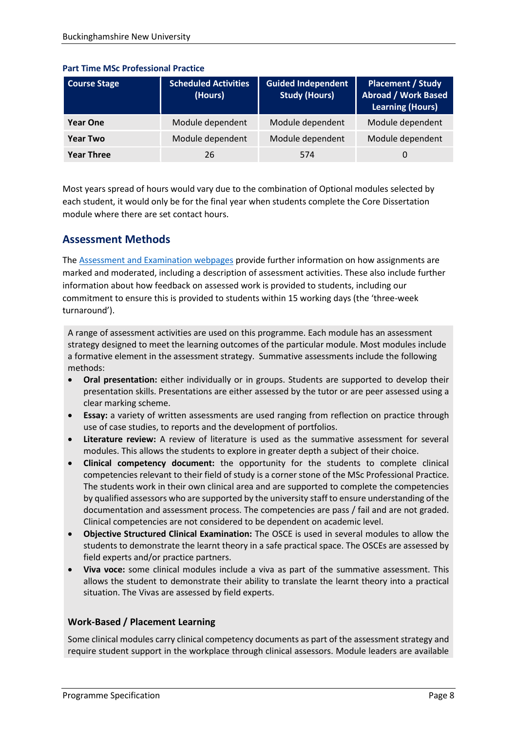**Part Time MSc Professional Practice**

| Course Stage | Scheduled Activities (Hours) | Guided Independent Study (Hours) | Placement / Study Abroad / Work Based Learning (Hours) |
|---|---|---|---|
| **Year One** | Module dependent | Module dependent | Module dependent |
| **Year Two** | Module dependent | Module dependent | Module dependent |
| **Year Three** | 26 | 574 | 0 |

Most years spread of hours would vary due to the combination of Optional modules selected by each student, it would only be for the final year when students complete the Core Dissertation module where there are set contact hours.

## Assessment Methods

The [Assessment and Examination webpages](#) provide further information on how assignments are marked and moderated, including a description of assessment activities. These also include further information about how feedback on assessed work is provided to students, including our commitment to ensure this is provided to students within 15 working days (the 'three-week turnaround').

A range of assessment activities are used on this programme. Each module has an assessment strategy designed to meet the learning outcomes of the particular module. Most modules include a formative element in the assessment strategy. Summative assessments include the following methods:

- **Oral presentation:** either individually or in groups. Students are supported to develop their presentation skills. Presentations are either assessed by the tutor or are peer assessed using a clear marking scheme.
- **Essay:** a variety of written assessments are used ranging from reflection on practice through use of case studies, to reports and the development of portfolios.
- **Literature review:** A review of literature is used as the summative assessment for several modules. This allows the students to explore in greater depth a subject of their choice.
- **Clinical competency document:** the opportunity for the students to complete clinical competencies relevant to their field of study is a corner stone of the MSc Professional Practice. The students work in their own clinical area and are supported to complete the competencies by qualified assessors who are supported by the university staff to ensure understanding of the documentation and assessment process. The competencies are pass / fail and are not graded. Clinical competencies are not considered to be dependent on academic level.
- **Objective Structured Clinical Examination:** The OSCE is used in several modules to allow the students to demonstrate the learnt theory in a safe practical space. The OSCEs are assessed by field experts and/or practice partners.
- **Viva voce:** some clinical modules include a viva as part of the summative assessment. This allows the student to demonstrate their ability to translate the learnt theory into a practical situation. The Vivas are assessed by field experts.

### Work-Based / Placement Learning

Some clinical modules carry clinical competency documents as part of the assessment strategy and require student support in the workplace through clinical assessors. Module leaders are available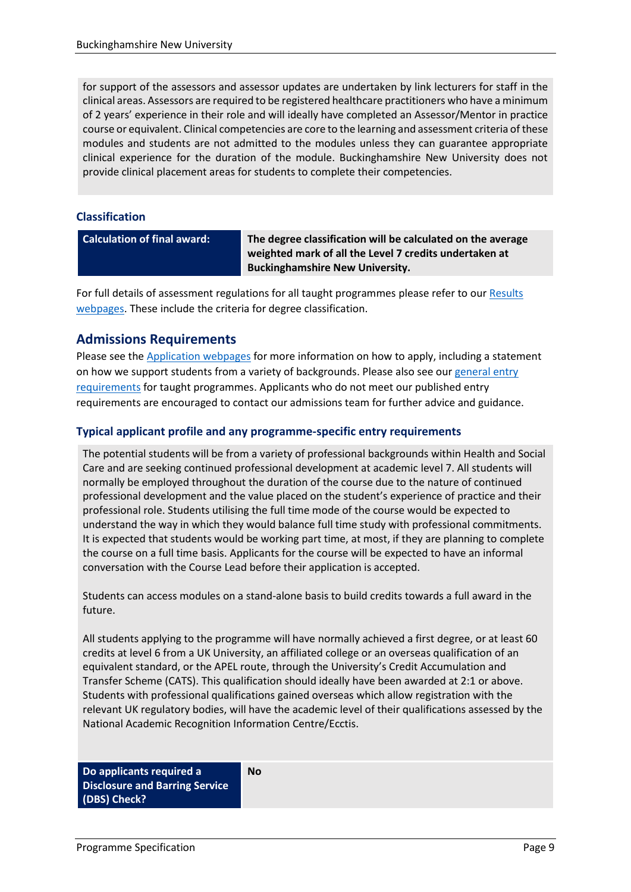for support of the assessors and assessor updates are undertaken by link lecturers for staff in the clinical areas. Assessors are required to be registered healthcare practitioners who have a minimum of 2 years' experience in their role and will ideally have completed an Assessor/Mentor in practice course or equivalent. Clinical competencies are core to the learning and assessment criteria of these modules and students are not admitted to the modules unless they can guarantee appropriate clinical experience for the duration of the module. Buckinghamshire New University does not provide clinical placement areas for students to complete their competencies.

### Classification

| Calculation of final award: | The degree classification will be calculated on the average weighted mark of all the Level 7 credits undertaken at Buckinghamshire New University. |
|---|---|

For full details of assessment regulations for all taught programmes please refer to our Results webpages. These include the criteria for degree classification.

## Admissions Requirements

Please see the Application webpages for more information on how to apply, including a statement on how we support students from a variety of backgrounds. Please also see our general entry requirements for taught programmes. Applicants who do not meet our published entry requirements are encouraged to contact our admissions team for further advice and guidance.

### Typical applicant profile and any programme-specific entry requirements

The potential students will be from a variety of professional backgrounds within Health and Social Care and are seeking continued professional development at academic level 7. All students will normally be employed throughout the duration of the course due to the nature of continued professional development and the value placed on the student's experience of practice and their professional role. Students utilising the full time mode of the course would be expected to understand the way in which they would balance full time study with professional commitments. It is expected that students would be working part time, at most, if they are planning to complete the course on a full time basis. Applicants for the course will be expected to have an informal conversation with the Course Lead before their application is accepted.

Students can access modules on a stand-alone basis to build credits towards a full award in the future.

All students applying to the programme will have normally achieved a first degree, or at least 60 credits at level 6 from a UK University, an affiliated college or an overseas qualification of an equivalent standard, or the APEL route, through the University's Credit Accumulation and Transfer Scheme (CATS). This qualification should ideally have been awarded at 2:1 or above. Students with professional qualifications gained overseas which allow registration with the relevant UK regulatory bodies, will have the academic level of their qualifications assessed by the National Academic Recognition Information Centre/Ecctis.

| Do applicants required a Disclosure and Barring Service (DBS) Check? | No |
|---|---|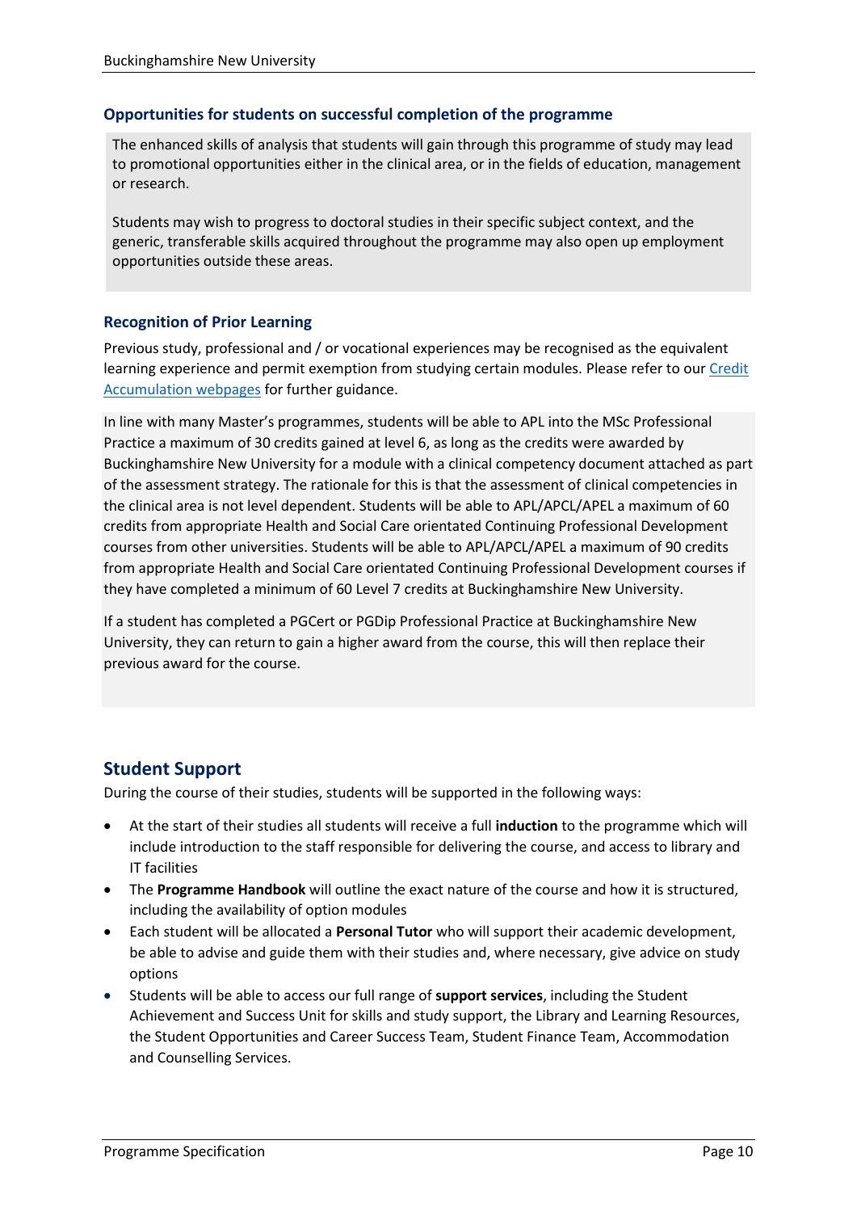### Opportunities for students on successful completion of the programme

The enhanced skills of analysis that students will gain through this programme of study may lead to promotional opportunities either in the clinical area, or in the fields of education, management or research.

Students may wish to progress to doctoral studies in their specific subject context, and the generic, transferable skills acquired throughout the programme may also open up employment opportunities outside these areas.

### Recognition of Prior Learning

Previous study, professional and / or vocational experiences may be recognised as the equivalent learning experience and permit exemption from studying certain modules. Please refer to our [Credit Accumulation webpages] for further guidance.

In line with many Master's programmes, students will be able to APL into the MSc Professional Practice a maximum of 30 credits gained at level 6, as long as the credits were awarded by Buckinghamshire New University for a module with a clinical competency document attached as part of the assessment strategy. The rationale for this is that the assessment of clinical competencies in the clinical area is not level dependent. Students will be able to APL/APCL/APEL a maximum of 60 credits from appropriate Health and Social Care orientated Continuing Professional Development courses from other universities. Students will be able to APL/APCL/APEL a maximum of 90 credits from appropriate Health and Social Care orientated Continuing Professional Development courses if they have completed a minimum of 60 Level 7 credits at Buckinghamshire New University.

If a student has completed a PGCert or PGDip Professional Practice at Buckinghamshire New University, they can return to gain a higher award from the course, this will then replace their previous award for the course.

## Student Support

During the course of their studies, students will be supported in the following ways:

- At the start of their studies all students will receive a full **induction** to the programme which will include introduction to the staff responsible for delivering the course, and access to library and IT facilities
- The **Programme Handbook** will outline the exact nature of the course and how it is structured, including the availability of option modules
- Each student will be allocated a **Personal Tutor** who will support their academic development, be able to advise and guide them with their studies and, where necessary, give advice on study options
- Students will be able to access our full range of **support services**, including the Student Achievement and Success Unit for skills and study support, the Library and Learning Resources, the Student Opportunities and Career Success Team, Student Finance Team, Accommodation and Counselling Services.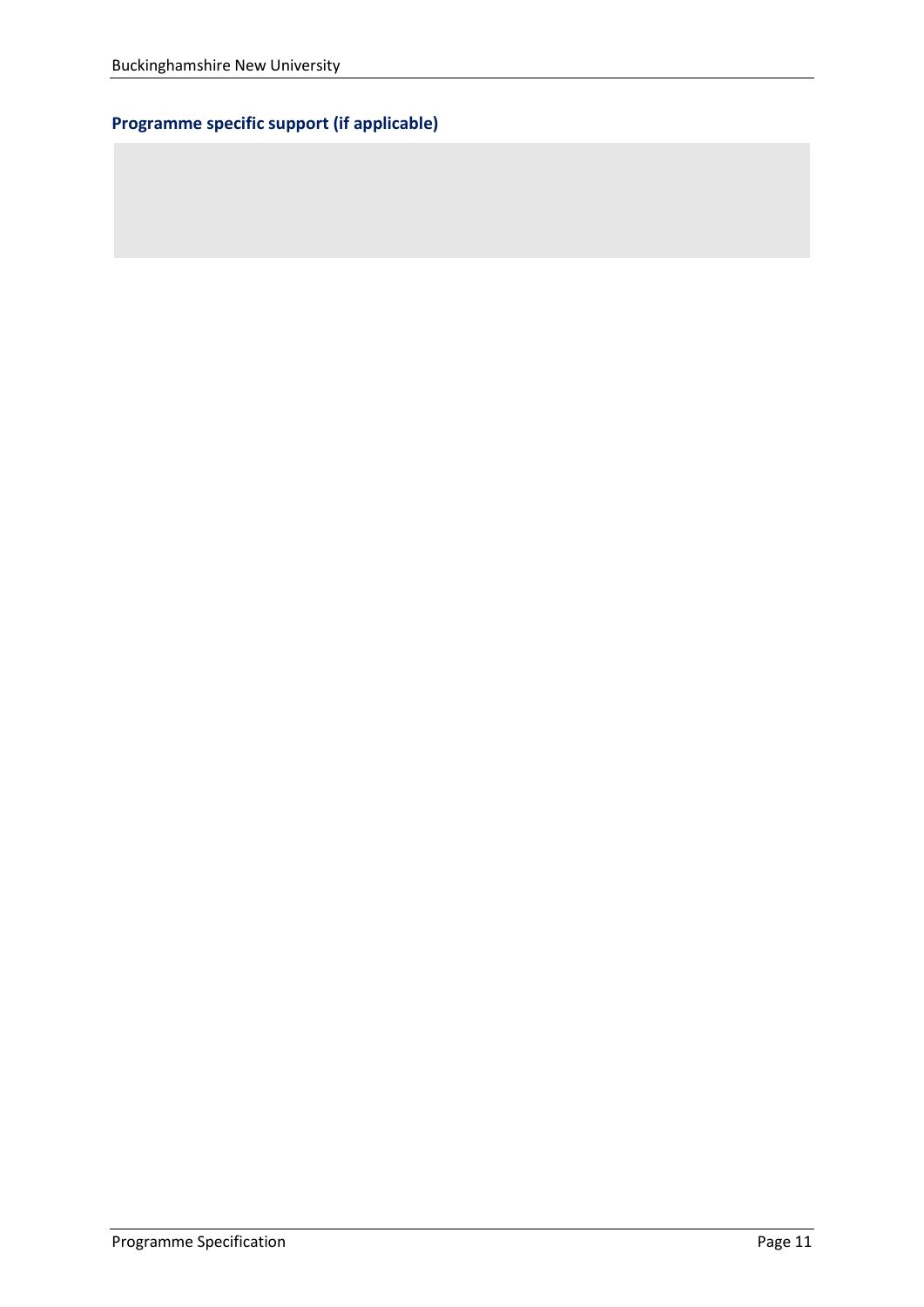## Programme specific support (if applicable)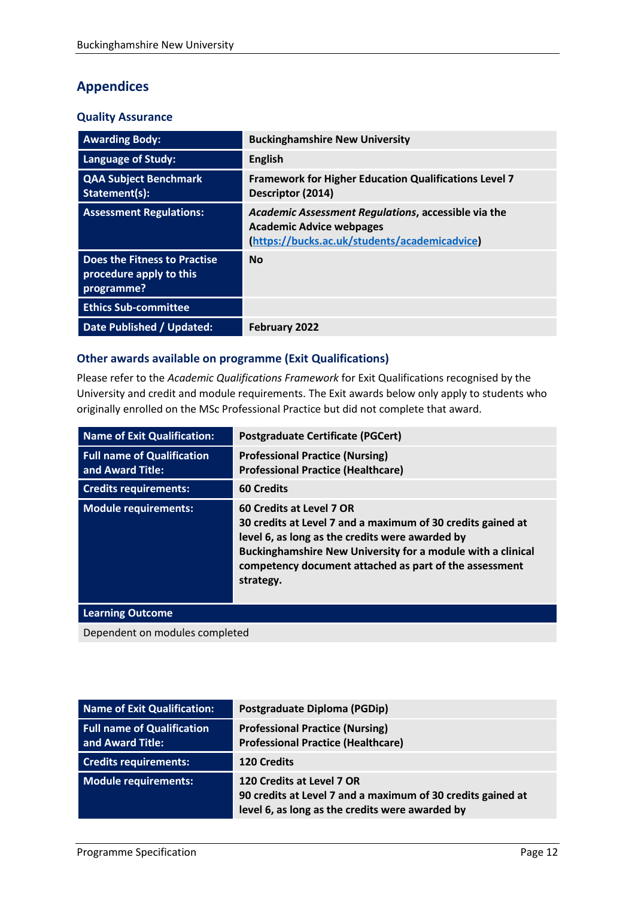## Appendices

### Quality Assurance

| | |
|---|---|
| **Awarding Body:** | **Buckinghamshire New University** |
| **Language of Study:** | **English** |
| **QAA Subject Benchmark Statement(s):** | **Framework for Higher Education Qualifications Level 7 Descriptor (2014)** |
| **Assessment Regulations:** | ***Academic Assessment Regulations*, accessible via the Academic Advice webpages (https://bucks.ac.uk/students/academicadvice)** |
| **Does the Fitness to Practise procedure apply to this programme?** | **No** |
| **Ethics Sub-committee** | |
| **Date Published / Updated:** | **February 2022** |

### Other awards available on programme (Exit Qualifications)

Please refer to the *Academic Qualifications Framework* for Exit Qualifications recognised by the University and credit and module requirements. The Exit awards below only apply to students who originally enrolled on the MSc Professional Practice but did not complete that award.

| | |
|---|---|
| **Name of Exit Qualification:** | **Postgraduate Certificate (PGCert)** |
| **Full name of Qualification and Award Title:** | **Professional Practice (Nursing)**<br>**Professional Practice (Healthcare)** |
| **Credits requirements:** | **60 Credits** |
| **Module requirements:** | **60 Credits at Level 7 OR**<br>**30 credits at Level 7 and a maximum of 30 credits gained at level 6, as long as the credits were awarded by Buckinghamshire New University for a module with a clinical competency document attached as part of the assessment strategy.** |
| **Learning Outcome** | |
| Dependent on modules completed | |

| | |
|---|---|
| **Name of Exit Qualification:** | **Postgraduate Diploma (PGDip)** |
| **Full name of Qualification and Award Title:** | **Professional Practice (Nursing)**<br>**Professional Practice (Healthcare)** |
| **Credits requirements:** | **120 Credits** |
| **Module requirements:** | **120 Credits at Level 7 OR**<br>**90 credits at Level 7 and a maximum of 30 credits gained at level 6, as long as the credits were awarded by** |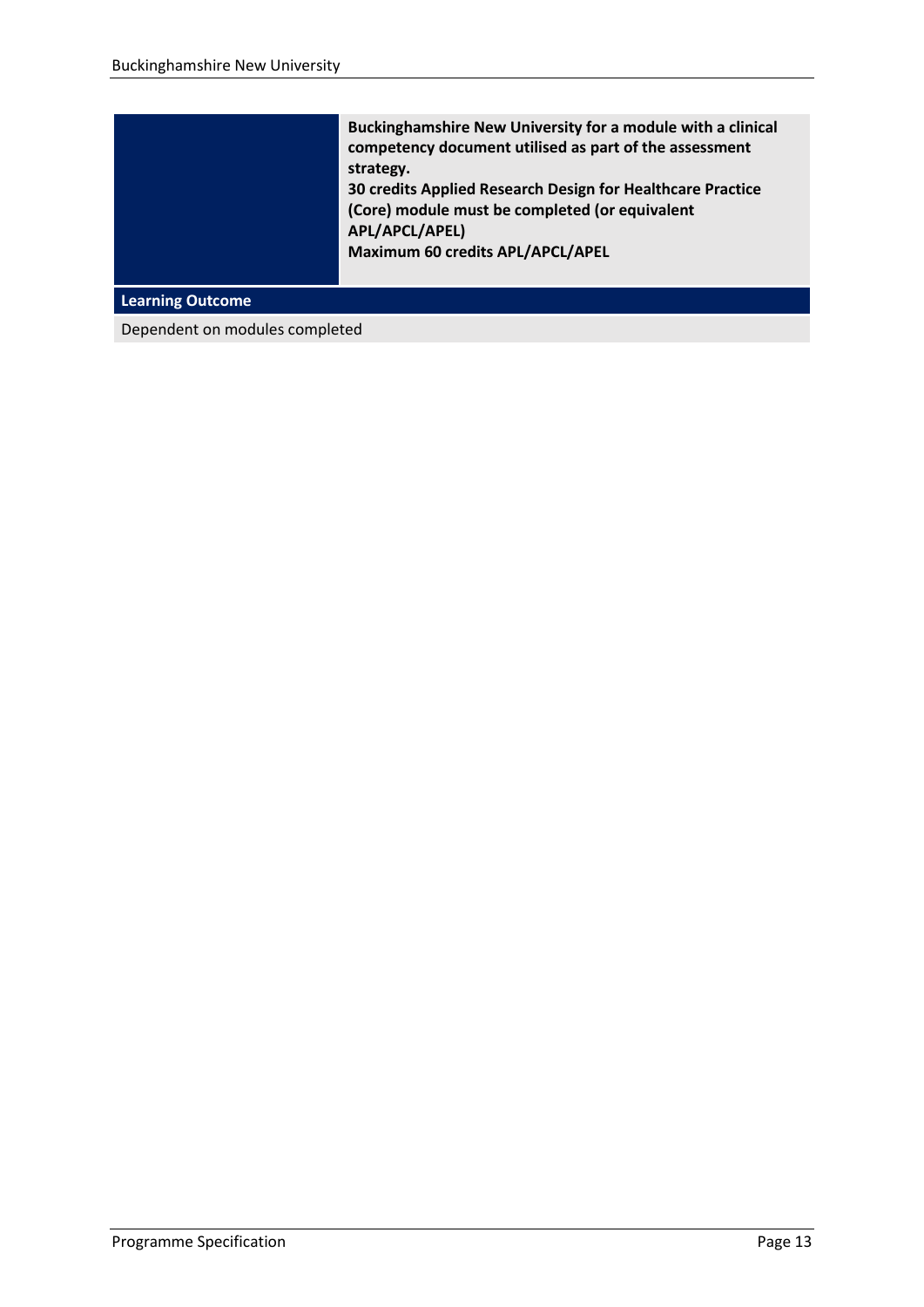| | |
|---|---|
| | **Buckinghamshire New University for a module with a clinical competency document utilised as part of the assessment strategy.** **30 credits Applied Research Design for Healthcare Practice (Core) module must be completed (or equivalent APL/APCL/APEL)** **Maximum 60 credits APL/APCL/APEL** |

| **Learning Outcome** |
|---|
| Dependent on modules completed |